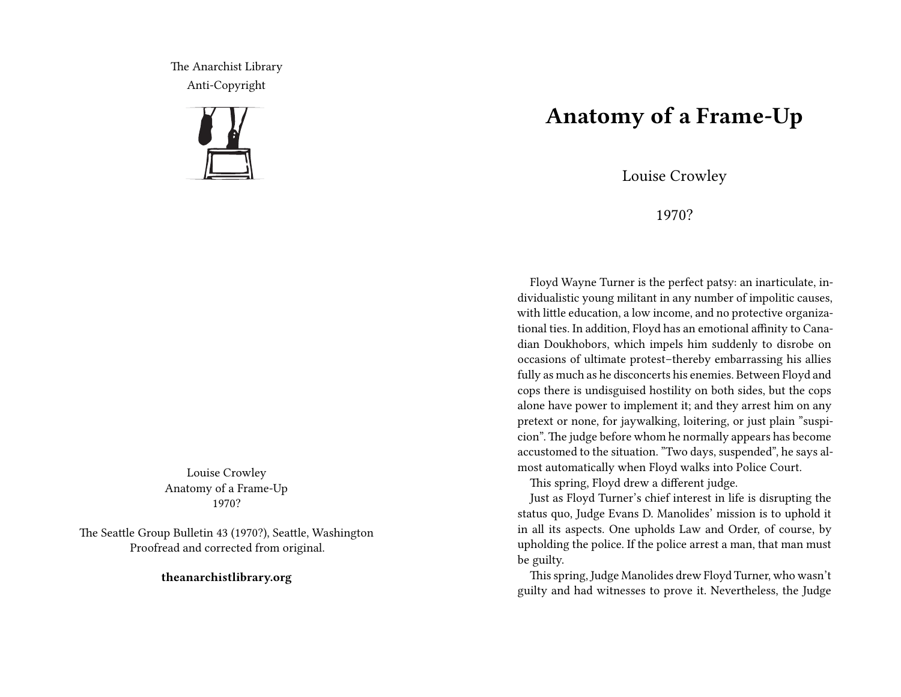The Anarchist Library
Anti-Copyright

Louise Crowley
Anatomy of a Frame-Up
1970?

The Seattle Group Bulletin 43 (1970?), Seattle, Washington
Proofread and corrected from original.

**theanarchistlibrary.org**

# Anatomy of a Frame-Up

Louise Crowley

1970?

Floyd Wayne Turner is the perfect patsy: an inarticulate, individualistic young militant in any number of impolitic causes, with little education, a low income, and no protective organizational ties. In addition, Floyd has an emotional affinity to Canadian Doukhobors, which impels him suddenly to disrobe on occasions of ultimate protest–thereby embarrassing his allies fully as much as he disconcerts his enemies. Between Floyd and cops there is undisguised hostility on both sides, but the cops alone have power to implement it; and they arrest him on any pretext or none, for jaywalking, loitering, or just plain "suspicion". The judge before whom he normally appears has become accustomed to the situation. "Two days, suspended", he says almost automatically when Floyd walks into Police Court.

This spring, Floyd drew a different judge.

Just as Floyd Turner's chief interest in life is disrupting the status quo, Judge Evans D. Manolides' mission is to uphold it in all its aspects. One upholds Law and Order, of course, by upholding the police. If the police arrest a man, that man must be guilty.

This spring, Judge Manolides drew Floyd Turner, who wasn't guilty and had witnesses to prove it. Nevertheless, the Judge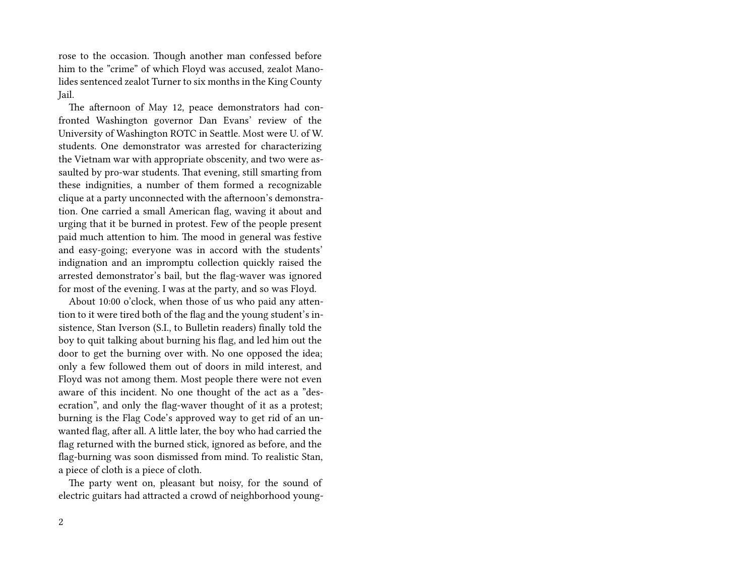rose to the occasion. Though another man confessed before him to the "crime" of which Floyd was accused, zealot Manolides sentenced zealot Turner to six months in the King County Jail.

The afternoon of May 12, peace demonstrators had confronted Washington governor Dan Evans' review of the University of Washington ROTC in Seattle. Most were U. of W. students. One demonstrator was arrested for characterizing the Vietnam war with appropriate obscenity, and two were assaulted by pro-war students. That evening, still smarting from these indignities, a number of them formed a recognizable clique at a party unconnected with the afternoon's demonstration. One carried a small American flag, waving it about and urging that it be burned in protest. Few of the people present paid much attention to him. The mood in general was festive and easy-going; everyone was in accord with the students' indignation and an impromptu collection quickly raised the arrested demonstrator's bail, but the flag-waver was ignored for most of the evening. I was at the party, and so was Floyd.

About 10:00 o'clock, when those of us who paid any attention to it were tired both of the flag and the young student's insistence, Stan Iverson (S.I., to Bulletin readers) finally told the boy to quit talking about burning his flag, and led him out the door to get the burning over with. No one opposed the idea; only a few followed them out of doors in mild interest, and Floyd was not among them. Most people there were not even aware of this incident. No one thought of the act as a "desecration", and only the flag-waver thought of it as a protest; burning is the Flag Code's approved way to get rid of an unwanted flag, after all. A little later, the boy who had carried the flag returned with the burned stick, ignored as before, and the flag-burning was soon dismissed from mind. To realistic Stan, a piece of cloth is a piece of cloth.

The party went on, pleasant but noisy, for the sound of electric guitars had attracted a crowd of neighborhood young-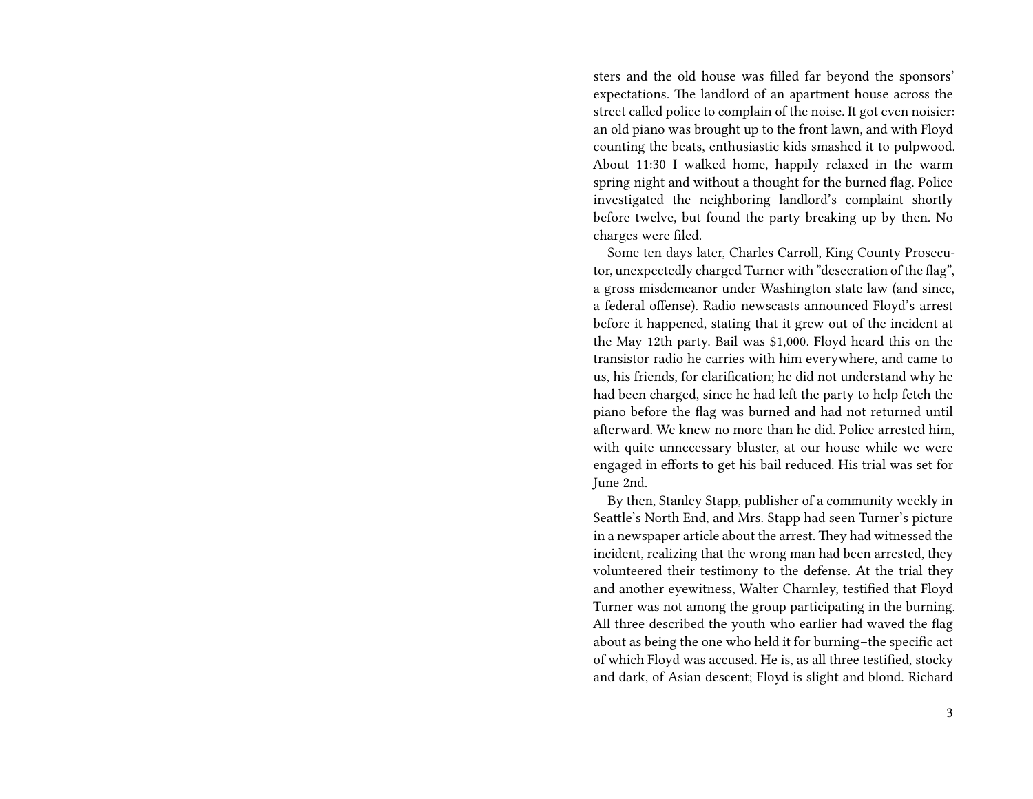sters and the old house was filled far beyond the sponsors' expectations. The landlord of an apartment house across the street called police to complain of the noise. It got even noisier: an old piano was brought up to the front lawn, and with Floyd counting the beats, enthusiastic kids smashed it to pulpwood. About 11:30 I walked home, happily relaxed in the warm spring night and without a thought for the burned flag. Police investigated the neighboring landlord's complaint shortly before twelve, but found the party breaking up by then. No charges were filed.

Some ten days later, Charles Carroll, King County Prosecutor, unexpectedly charged Turner with "desecration of the flag", a gross misdemeanor under Washington state law (and since, a federal offense). Radio newscasts announced Floyd's arrest before it happened, stating that it grew out of the incident at the May 12th party. Bail was $1,000. Floyd heard this on the transistor radio he carries with him everywhere, and came to us, his friends, for clarification; he did not understand why he had been charged, since he had left the party to help fetch the piano before the flag was burned and had not returned until afterward. We knew no more than he did. Police arrested him, with quite unnecessary bluster, at our house while we were engaged in efforts to get his bail reduced. His trial was set for June 2nd.

By then, Stanley Stapp, publisher of a community weekly in Seattle's North End, and Mrs. Stapp had seen Turner's picture in a newspaper article about the arrest. They had witnessed the incident, realizing that the wrong man had been arrested, they volunteered their testimony to the defense. At the trial they and another eyewitness, Walter Charnley, testified that Floyd Turner was not among the group participating in the burning. All three described the youth who earlier had waved the flag about as being the one who held it for burning–the specific act of which Floyd was accused. He is, as all three testified, stocky and dark, of Asian descent; Floyd is slight and blond. Richard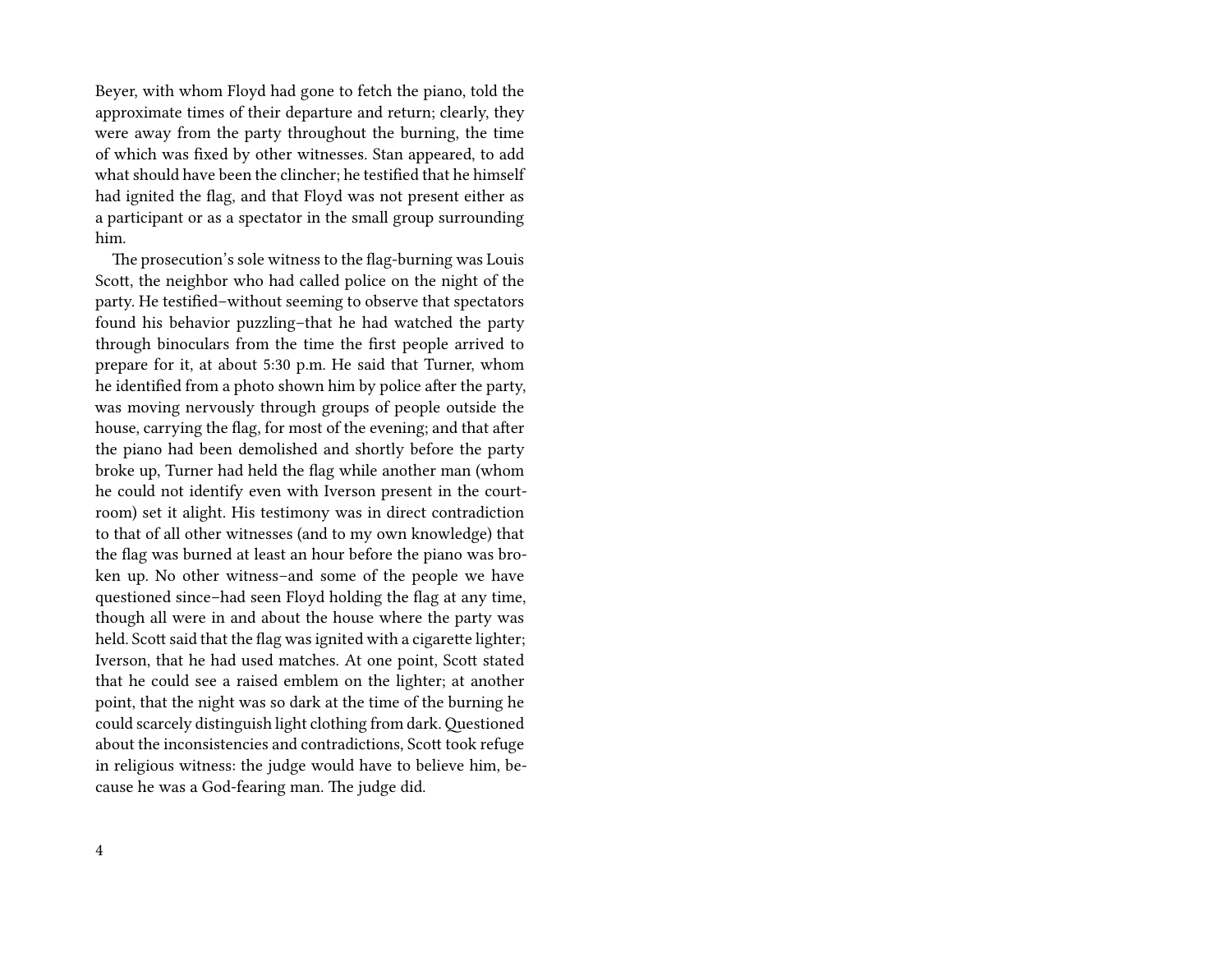Beyer, with whom Floyd had gone to fetch the piano, told the approximate times of their departure and return; clearly, they were away from the party throughout the burning, the time of which was fixed by other witnesses. Stan appeared, to add what should have been the clincher; he testified that he himself had ignited the flag, and that Floyd was not present either as a participant or as a spectator in the small group surrounding him.

The prosecution's sole witness to the flag-burning was Louis Scott, the neighbor who had called police on the night of the party. He testified–without seeming to observe that spectators found his behavior puzzling–that he had watched the party through binoculars from the time the first people arrived to prepare for it, at about 5:30 p.m. He said that Turner, whom he identified from a photo shown him by police after the party, was moving nervously through groups of people outside the house, carrying the flag, for most of the evening; and that after the piano had been demolished and shortly before the party broke up, Turner had held the flag while another man (whom he could not identify even with Iverson present in the courtroom) set it alight. His testimony was in direct contradiction to that of all other witnesses (and to my own knowledge) that the flag was burned at least an hour before the piano was broken up. No other witness–and some of the people we have questioned since–had seen Floyd holding the flag at any time, though all were in and about the house where the party was held. Scott said that the flag was ignited with a cigarette lighter; Iverson, that he had used matches. At one point, Scott stated that he could see a raised emblem on the lighter; at another point, that the night was so dark at the time of the burning he could scarcely distinguish light clothing from dark. Questioned about the inconsistencies and contradictions, Scott took refuge in religious witness: the judge would have to believe him, because he was a God-fearing man. The judge did.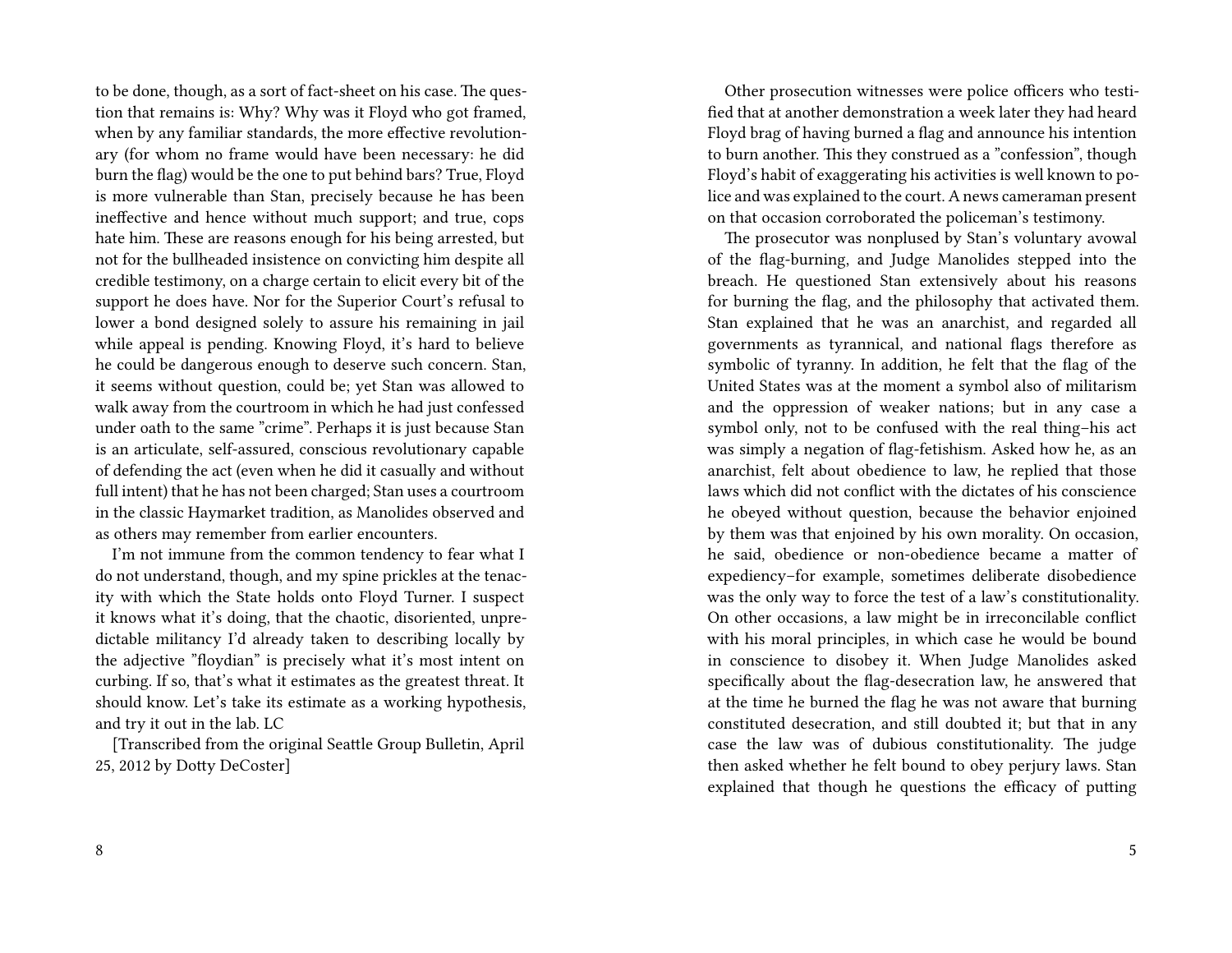to be done, though, as a sort of fact-sheet on his case. The question that remains is: Why? Why was it Floyd who got framed, when by any familiar standards, the more effective revolutionary (for whom no frame would have been necessary: he did burn the flag) would be the one to put behind bars? True, Floyd is more vulnerable than Stan, precisely because he has been ineffective and hence without much support; and true, cops hate him. These are reasons enough for his being arrested, but not for the bullheaded insistence on convicting him despite all credible testimony, on a charge certain to elicit every bit of the support he does have. Nor for the Superior Court's refusal to lower a bond designed solely to assure his remaining in jail while appeal is pending. Knowing Floyd, it's hard to believe he could be dangerous enough to deserve such concern. Stan, it seems without question, could be; yet Stan was allowed to walk away from the courtroom in which he had just confessed under oath to the same "crime". Perhaps it is just because Stan is an articulate, self-assured, conscious revolutionary capable of defending the act (even when he did it casually and without full intent) that he has not been charged; Stan uses a courtroom in the classic Haymarket tradition, as Manolides observed and as others may remember from earlier encounters.

I'm not immune from the common tendency to fear what I do not understand, though, and my spine prickles at the tenacity with which the State holds onto Floyd Turner. I suspect it knows what it's doing, that the chaotic, disoriented, unpredictable militancy I'd already taken to describing locally by the adjective "floydian" is precisely what it's most intent on curbing. If so, that's what it estimates as the greatest threat. It should know. Let's take its estimate as a working hypothesis, and try it out in the lab. LC

[Transcribed from the original Seattle Group Bulletin, April 25, 2012 by Dotty DeCoster]

Other prosecution witnesses were police officers who testified that at another demonstration a week later they had heard Floyd brag of having burned a flag and announce his intention to burn another. This they construed as a "confession", though Floyd's habit of exaggerating his activities is well known to police and was explained to the court. A news cameraman present on that occasion corroborated the policeman's testimony.

The prosecutor was nonplused by Stan's voluntary avowal of the flag-burning, and Judge Manolides stepped into the breach. He questioned Stan extensively about his reasons for burning the flag, and the philosophy that activated them. Stan explained that he was an anarchist, and regarded all governments as tyrannical, and national flags therefore as symbolic of tyranny. In addition, he felt that the flag of the United States was at the moment a symbol also of militarism and the oppression of weaker nations; but in any case a symbol only, not to be confused with the real thing–his act was simply a negation of flag-fetishism. Asked how he, as an anarchist, felt about obedience to law, he replied that those laws which did not conflict with the dictates of his conscience he obeyed without question, because the behavior enjoined by them was that enjoined by his own morality. On occasion, he said, obedience or non-obedience became a matter of expediency–for example, sometimes deliberate disobedience was the only way to force the test of a law's constitutionality. On other occasions, a law might be in irreconcilable conflict with his moral principles, in which case he would be bound in conscience to disobey it. When Judge Manolides asked specifically about the flag-desecration law, he answered that at the time he burned the flag he was not aware that burning constituted desecration, and still doubted it; but that in any case the law was of dubious constitutionality. The judge then asked whether he felt bound to obey perjury laws. Stan explained that though he questions the efficacy of putting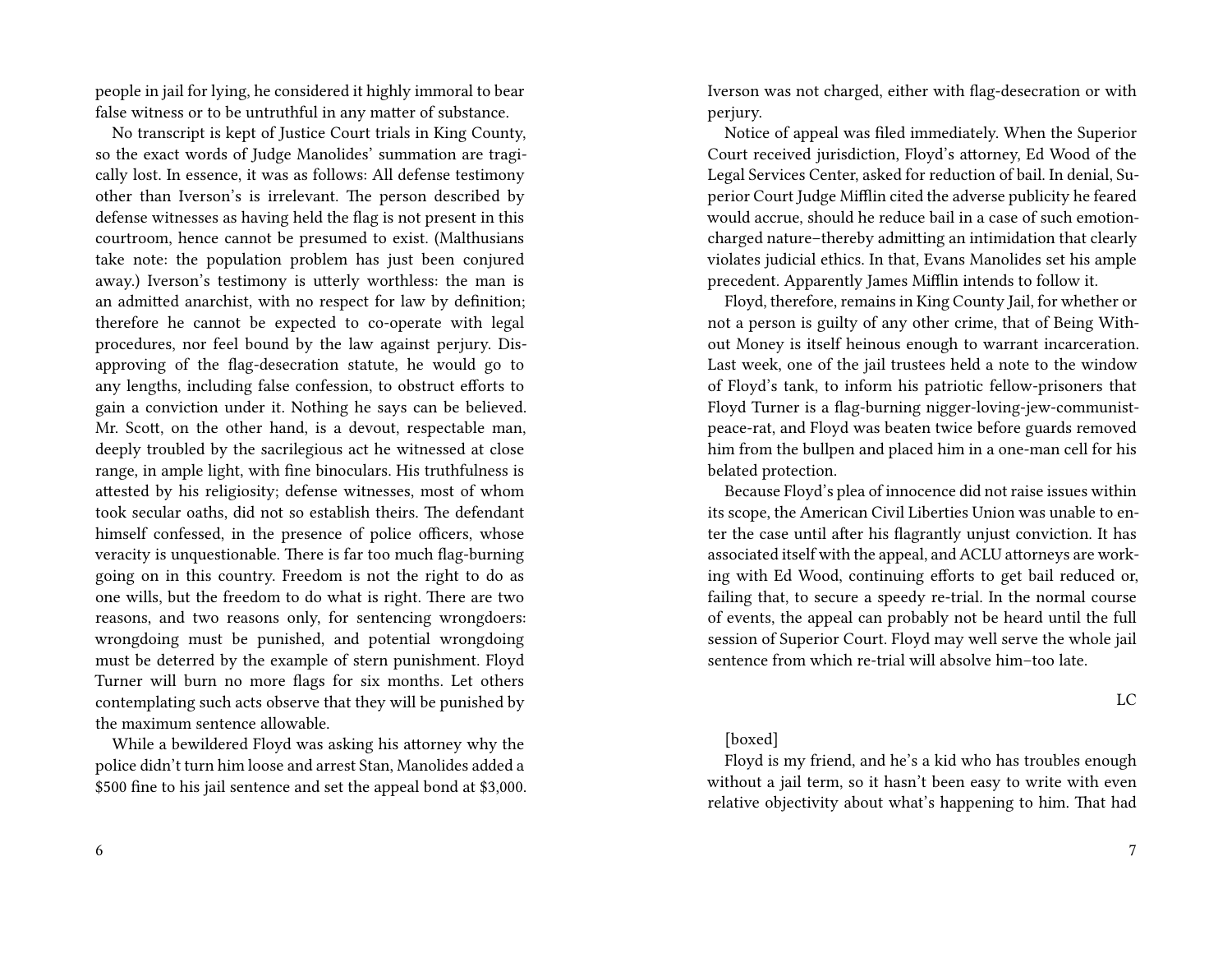people in jail for lying, he considered it highly immoral to bear false witness or to be untruthful in any matter of substance.

No transcript is kept of Justice Court trials in King County, so the exact words of Judge Manolides' summation are tragically lost. In essence, it was as follows: All defense testimony other than Iverson's is irrelevant. The person described by defense witnesses as having held the flag is not present in this courtroom, hence cannot be presumed to exist. (Malthusians take note: the population problem has just been conjured away.) Iverson's testimony is utterly worthless: the man is an admitted anarchist, with no respect for law by definition; therefore he cannot be expected to co-operate with legal procedures, nor feel bound by the law against perjury. Disapproving of the flag-desecration statute, he would go to any lengths, including false confession, to obstruct efforts to gain a conviction under it. Nothing he says can be believed. Mr. Scott, on the other hand, is a devout, respectable man, deeply troubled by the sacrilegious act he witnessed at close range, in ample light, with fine binoculars. His truthfulness is attested by his religiosity; defense witnesses, most of whom took secular oaths, did not so establish theirs. The defendant himself confessed, in the presence of police officers, whose veracity is unquestionable. There is far too much flag-burning going on in this country. Freedom is not the right to do as one wills, but the freedom to do what is right. There are two reasons, and two reasons only, for sentencing wrongdoers: wrongdoing must be punished, and potential wrongdoing must be deterred by the example of stern punishment. Floyd Turner will burn no more flags for six months. Let others contemplating such acts observe that they will be punished by the maximum sentence allowable.

While a bewildered Floyd was asking his attorney why the police didn't turn him loose and arrest Stan, Manolides added a $500 fine to his jail sentence and set the appeal bond at $3,000. Iverson was not charged, either with flag-desecration or with perjury.

Notice of appeal was filed immediately. When the Superior Court received jurisdiction, Floyd's attorney, Ed Wood of the Legal Services Center, asked for reduction of bail. In denial, Superior Court Judge Mifflin cited the adverse publicity he feared would accrue, should he reduce bail in a case of such emotion-charged nature–thereby admitting an intimidation that clearly violates judicial ethics. In that, Evans Manolides set his ample precedent. Apparently James Mifflin intends to follow it.

Floyd, therefore, remains in King County Jail, for whether or not a person is guilty of any other crime, that of Being Without Money is itself heinous enough to warrant incarceration. Last week, one of the jail trustees held a note to the window of Floyd's tank, to inform his patriotic fellow-prisoners that Floyd Turner is a flag-burning nigger-loving-jew-communist-peace-rat, and Floyd was beaten twice before guards removed him from the bullpen and placed him in a one-man cell for his belated protection.

Because Floyd's plea of innocence did not raise issues within its scope, the American Civil Liberties Union was unable to enter the case until after his flagrantly unjust conviction. It has associated itself with the appeal, and ACLU attorneys are working with Ed Wood, continuing efforts to get bail reduced or, failing that, to secure a speedy re-trial. In the normal course of events, the appeal can probably not be heard until the full session of Superior Court. Floyd may well serve the whole jail sentence from which re-trial will absolve him–too late.

LC

[boxed]

Floyd is my friend, and he's a kid who has troubles enough without a jail term, so it hasn't been easy to write with even relative objectivity about what's happening to him. That had